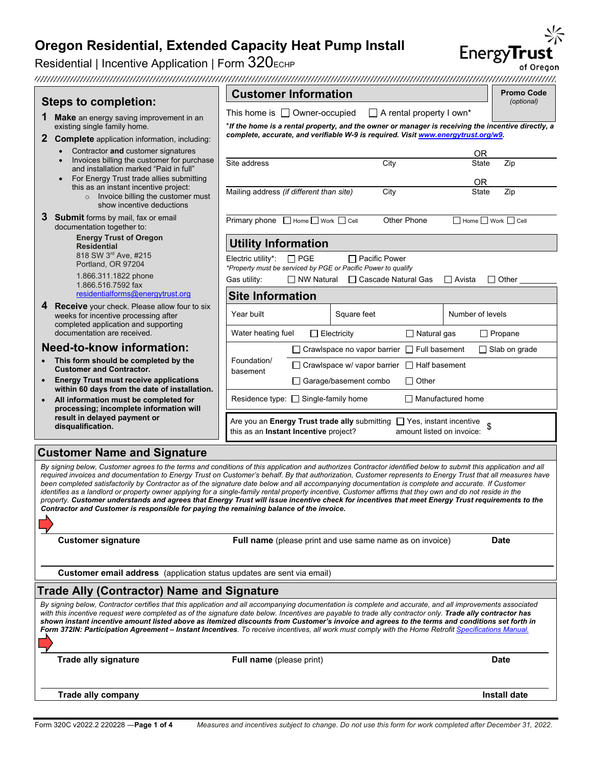# Oregon Residential, Extended Capacity Heat Pump Install

Residential | Incentive Application | Form 320ECHP

EnergyTrust of Oregon

## Steps to completion:

1. **Make** an energy saving improvement in an existing single family home.
2. **Complete** application information, including:
   - Contractor **and** customer signatures
   - Invoices billing the customer for purchase and installation marked "Paid in full"
   - For Energy Trust trade allies submitting this as an instant incentive project:
     - Invoice billing the customer must show incentive deductions
3. **Submit** forms by mail, fax or email documentation together to:

   **Energy Trust of Oregon**
   **Residential**
   818 SW 3rd Ave, #215
   Portland, OR 97204

   1.866.311.1822 phone
   1.866.516.7592 fax
   residentialforms@energytrust.org
4. **Receive** your check. Please allow four to six weeks for incentive processing after completed application and supporting documentation are received.

## Need-to-know information:

- **This form should be completed by the Customer and Contractor.**
- **Energy Trust must receive applications within 60 days from the date of installation.**
- **All information must be completed for processing; incomplete information will result in delayed payment or disqualification.**

## Customer Information

**Promo Code** *(optional)*

This home is ☐ Owner-occupied ☐ A rental property I own*

**\*If the home is a rental property, and the owner or manager is receiving the incentive directly, a complete, accurate, and verifiable W-9 is required. Visit www.energytrust.org/w9.**

| Site address | City | State OR | Zip |
|---|---|---|---|
| Mailing address *(if different than site)* | City | State OR | Zip |

Primary phone ☐ Home ☐ Work ☐ Cell     Other Phone ☐ Home ☐ Work ☐ Cell

## Utility Information

Electric utility*: ☐ PGE ☐ Pacific Power

*\*Property must be serviced by PGE or Pacific Power to qualify*

Gas utility: ☐ NW Natural ☐ Cascade Natural Gas ☐ Avista ☐ Other ________

## Site Information

| Year built | Square feet | Number of levels |
|---|---|---|

Water heating fuel ☐ Electricity ☐ Natural gas ☐ Propane

Foundation/ basement:
☐ Crawlspace no vapor barrier ☐ Full basement ☐ Slab on grade
☐ Crawlspace w/ vapor barrier ☐ Half basement
☐ Garage/basement combo ☐ Other

Residence type: ☐ Single-family home ☐ Manufactured home

Are you an **Energy Trust trade ally** submitting this as an **Instant Incentive** project? ☐ Yes, instant incentive amount listed on invoice: $

## Customer Name and Signature

*By signing below, Customer agrees to the terms and conditions of this application and authorizes Contractor identified below to submit this application and all required invoices and documentation to Energy Trust on Customer's behalf. By that authorization, Customer represents to Energy Trust that all measures have been completed satisfactorily by Contractor as of the signature date below and all accompanying documentation is complete and accurate. If Customer identifies as a landlord or property owner applying for a single-family rental property incentive, Customer affirms that they own and do not reside in the property.* ***Customer understands and agrees that Energy Trust will issue incentive check for incentives that meet Energy Trust requirements to the Contractor and Customer is responsible for paying the remaining balance of the invoice.***

| **Customer signature** | **Full name** (please print and use same name as on invoice) | **Date** |
|---|---|---|

**Customer email address** (application status updates are sent via email)

## Trade Ally (Contractor) Name and Signature

*By signing below, Contractor certifies that this application and all accompanying documentation is complete and accurate, and all improvements associated with this incentive request were completed as of the signature date below. Incentives are payable to trade ally contractor only.* ***Trade ally contractor has shown instant incentive amount listed above as itemized discounts from Customer's invoice and agrees to the terms and conditions set forth in Form 372IN: Participation Agreement – Instant Incentives****. To receive incentives, all work must comply with the Home Retrofit Specifications Manual.*

| **Trade ally signature** | **Full name** (please print) | **Date** |
|---|---|---|

| **Trade ally company** | **Install date** |
|---|---|

Form 320C v2022.2 220228 — *Measures and incentives subject to change. Do not use this form for work completed after December 31, 2022.*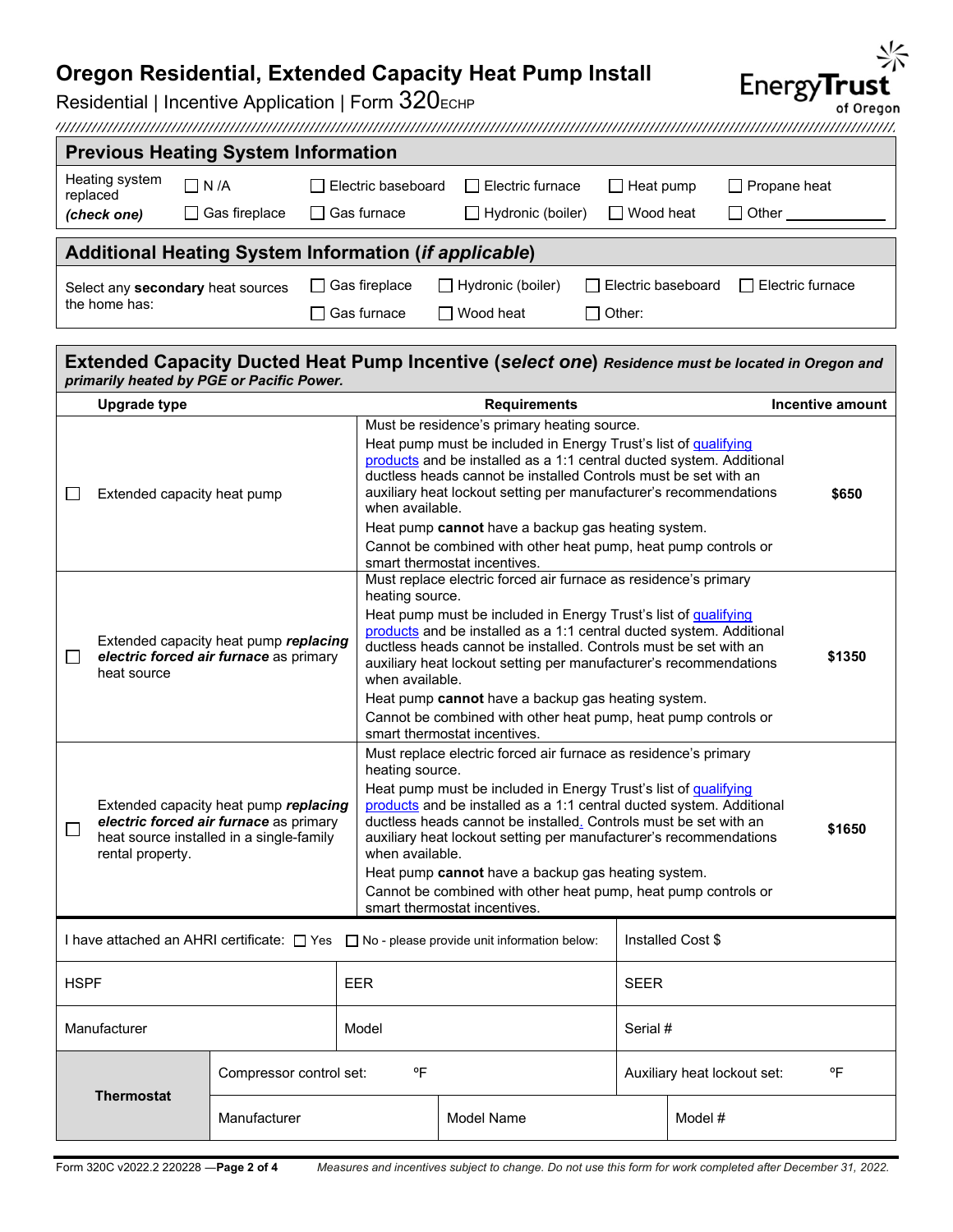# Oregon Residential, Extended Capacity Heat Pump Install

Residential | Incentive Application | Form 320ECHP

## Previous Heating System Information

| Heating system replaced ***(check one)*** | ☐ N /A | ☐ Electric baseboard | ☐ Electric furnace | ☐ Heat pump | ☐ Propane heat |
|---|---|---|---|---|---|
| | ☐ Gas fireplace | ☐ Gas furnace | ☐ Hydronic (boiler) | ☐ Wood heat | ☐ Other ____________ |

## Additional Heating System Information (*if applicable*)

| Select any **secondary** heat sources the home has: | ☐ Gas fireplace | ☐ Hydronic (boiler) | ☐ Electric baseboard | ☐ Electric furnace |
|---|---|---|---|---|
| | ☐ Gas furnace | ☐ Wood heat | ☐ Other: | |

## Extended Capacity Ducted Heat Pump Incentive (*select one*) ***Residence must be located in Oregon and primarily heated by PGE or Pacific Power.***

| | Upgrade type | Requirements | Incentive amount |
|---|---|---|---|
| ☐ | Extended capacity heat pump | Must be residence's primary heating source.<br>Heat pump must be included in Energy Trust's list of qualifying products and be installed as a 1:1 central ducted system. Additional ductless heads cannot be installed Controls must be set with an auxiliary heat lockout setting per manufacturer's recommendations when available.<br>Heat pump **cannot** have a backup gas heating system.<br>Cannot be combined with other heat pump, heat pump controls or smart thermostat incentives. | **$650** |
| ☐ | Extended capacity heat pump ***replacing electric forced air furnace*** as primary heat source | Must replace electric forced air furnace as residence's primary heating source.<br>Heat pump must be included in Energy Trust's list of qualifying products and be installed as a 1:1 central ducted system. Additional ductless heads cannot be installed. Controls must be set with an auxiliary heat lockout setting per manufacturer's recommendations when available.<br>Heat pump **cannot** have a backup gas heating system.<br>Cannot be combined with other heat pump, heat pump controls or smart thermostat incentives. | **$1350** |
| ☐ | Extended capacity heat pump ***replacing electric forced air furnace*** as primary heat source installed in a single-family rental property. | Must replace electric forced air furnace as residence's primary heating source.<br>Heat pump must be included in Energy Trust's list of qualifying products and be installed as a 1:1 central ducted system. Additional ductless heads cannot be installed. Controls must be set with an auxiliary heat lockout setting per manufacturer's recommendations when available.<br>Heat pump **cannot** have a backup gas heating system.<br>Cannot be combined with other heat pump, heat pump controls or smart thermostat incentives. | **$1650** |

| I have attached an AHRI certificate: ☐ Yes ☐ No - please provide unit information below: | | | Installed Cost $ |
|---|---|---|---|
| HSPF | EER | | SEER |
| Manufacturer | Model | | Serial # |
| **Thermostat** | Compressor control set: ºF | | Auxiliary heat lockout set: ºF |
| | Manufacturer | Model Name | Model # |

Form 320C v2022.2 220228 — **Page 2 of 4** *Measures and incentives subject to change. Do not use this form for work completed after December 31, 2022.*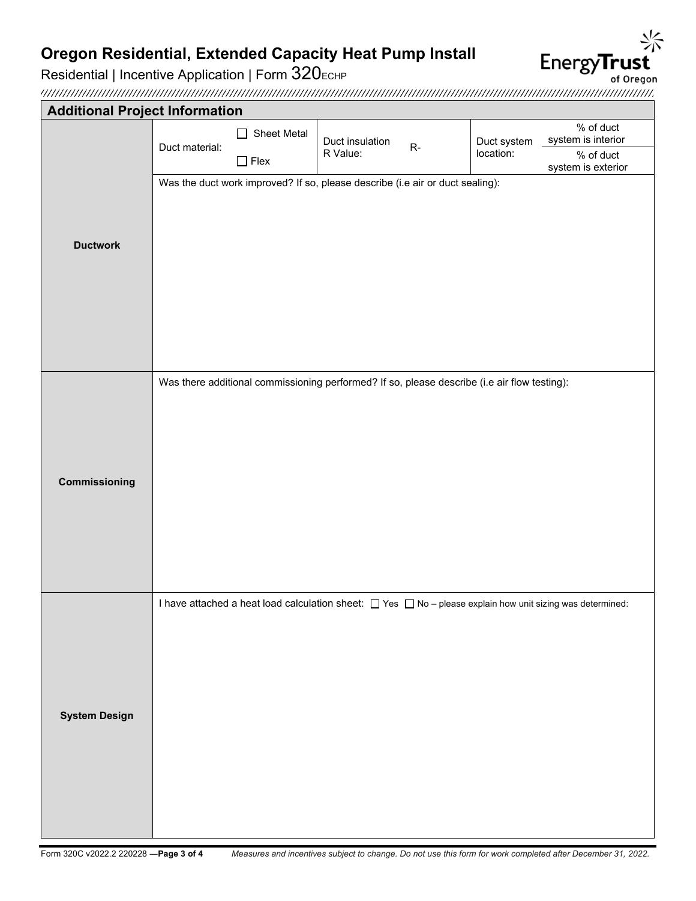# Oregon Residential, Extended Capacity Heat Pump Install

Residential | Incentive Application | Form 320ECHP

## Additional Project Information

| | | | | | | | |
|---|---|---|---|---|---|---|---|
| **Ductwork** | Duct material: | ☐ Sheet Metal ☐ Flex | Duct insulation R Value: | R- | Duct system location: | % of duct system is interior | % of duct system is exterior |
| | Was the duct work improved? If so, please describe (i.e air or duct sealing): | | | | | | |
| **Commissioning** | Was there additional commissioning performed? If so, please describe (i.e air flow testing): | | | | | | |
| **System Design** | I have attached a heat load calculation sheet: ☐ Yes ☐ No – please explain how unit sizing was determined: | | | | | | |

Form 320C v2022.2 220228 — *Measures and incentives subject to change. Do not use this form for work completed after December 31, 2022.*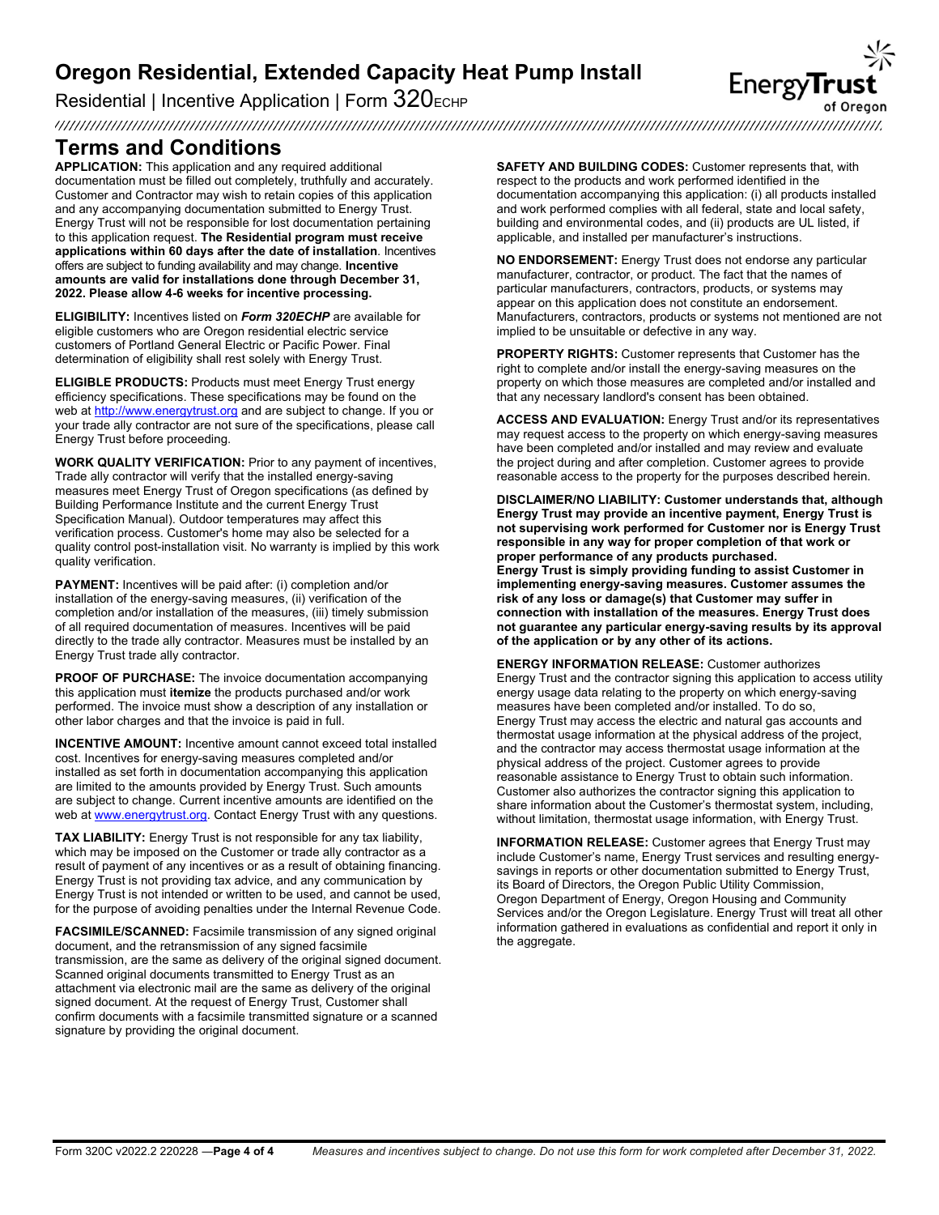# Oregon Residential, Extended Capacity Heat Pump Install

Residential | Incentive Application | Form 320ECHP

## Terms and Conditions

**APPLICATION:** This application and any required additional documentation must be filled out completely, truthfully and accurately. Customer and Contractor may wish to retain copies of this application and any accompanying documentation submitted to Energy Trust. Energy Trust will not be responsible for lost documentation pertaining to this application request. **The Residential program must receive applications within 60 days after the date of installation**. Incentives offers are subject to funding availability and may change. **Incentive amounts are valid for installations done through December 31, 2022. Please allow 4-6 weeks for incentive processing.**

**ELIGIBILITY:** Incentives listed on ***Form 320ECHP*** are available for eligible customers who are Oregon residential electric service customers of Portland General Electric or Pacific Power. Final determination of eligibility shall rest solely with Energy Trust.

**ELIGIBLE PRODUCTS:** Products must meet Energy Trust energy efficiency specifications. These specifications may be found on the web at http://www.energytrust.org and are subject to change. If you or your trade ally contractor are not sure of the specifications, please call Energy Trust before proceeding.

**WORK QUALITY VERIFICATION:** Prior to any payment of incentives, Trade ally contractor will verify that the installed energy-saving measures meet Energy Trust of Oregon specifications (as defined by Building Performance Institute and the current Energy Trust Specification Manual). Outdoor temperatures may affect this verification process. Customer's home may also be selected for a quality control post-installation visit. No warranty is implied by this work quality verification.

**PAYMENT:** Incentives will be paid after: (i) completion and/or installation of the energy-saving measures, (ii) verification of the completion and/or installation of the measures, (iii) timely submission of all required documentation of measures. Incentives will be paid directly to the trade ally contractor. Measures must be installed by an Energy Trust trade ally contractor.

**PROOF OF PURCHASE:** The invoice documentation accompanying this application must **itemize** the products purchased and/or work performed. The invoice must show a description of any installation or other labor charges and that the invoice is paid in full.

**INCENTIVE AMOUNT:** Incentive amount cannot exceed total installed cost. Incentives for energy-saving measures completed and/or installed as set forth in documentation accompanying this application are limited to the amounts provided by Energy Trust. Such amounts are subject to change. Current incentive amounts are identified on the web at www.energytrust.org. Contact Energy Trust with any questions.

**TAX LIABILITY:** Energy Trust is not responsible for any tax liability, which may be imposed on the Customer or trade ally contractor as a result of payment of any incentives or as a result of obtaining financing. Energy Trust is not providing tax advice, and any communication by Energy Trust is not intended or written to be used, and cannot be used, for the purpose of avoiding penalties under the Internal Revenue Code.

**FACSIMILE/SCANNED:** Facsimile transmission of any signed original document, and the retransmission of any signed facsimile transmission, are the same as delivery of the original signed document. Scanned original documents transmitted to Energy Trust as an attachment via electronic mail are the same as delivery of the original signed document. At the request of Energy Trust, Customer shall confirm documents with a facsimile transmitted signature or a scanned signature by providing the original document.

**SAFETY AND BUILDING CODES:** Customer represents that, with respect to the products and work performed identified in the documentation accompanying this application: (i) all products installed and work performed complies with all federal, state and local safety, building and environmental codes, and (ii) products are UL listed, if applicable, and installed per manufacturer's instructions.

**NO ENDORSEMENT:** Energy Trust does not endorse any particular manufacturer, contractor, or product. The fact that the names of particular manufacturers, contractors, products, or systems may appear on this application does not constitute an endorsement. Manufacturers, contractors, products or systems not mentioned are not implied to be unsuitable or defective in any way.

**PROPERTY RIGHTS:** Customer represents that Customer has the right to complete and/or install the energy-saving measures on the property on which those measures are completed and/or installed and that any necessary landlord's consent has been obtained.

**ACCESS AND EVALUATION:** Energy Trust and/or its representatives may request access to the property on which energy-saving measures have been completed and/or installed and may review and evaluate the property during and after completion. Customer agrees to provide reasonable access to the property for the purposes described herein.

**DISCLAIMER/NO LIABILITY: Customer understands that, although Energy Trust may provide an incentive payment, Energy Trust is not supervising work performed for Customer nor is Energy Trust responsible in any way for proper completion of that work or proper performance of any products purchased. Energy Trust is simply providing funding to assist Customer in implementing energy-saving measures. Customer assumes the risk of any loss or damage(s) that Customer may suffer in connection with installation of the measures. Energy Trust does not guarantee any particular energy-saving results by its approval of the application or by any other of its actions.**

**ENERGY INFORMATION RELEASE:** Customer authorizes Energy Trust and the contractor signing this application to access utility energy usage data relating to the property on which energy-saving measures have been completed and/or installed. To do so, Energy Trust may access the electric and natural gas accounts and thermostat usage information at the physical address of the project, and the contractor may access thermostat usage information at the physical address of the project. Customer agrees to provide reasonable assistance to Energy Trust to obtain such information. Customer also authorizes the contractor signing this application to share information about the Customer's thermostat system, including, without limitation, thermostat usage information, with Energy Trust.

**INFORMATION RELEASE:** Customer agrees that Energy Trust may include Customer's name, Energy Trust services and resulting energy-savings in reports or other documentation submitted to Energy Trust, its Board of Directors, the Oregon Public Utility Commission, Oregon Department of Energy, Oregon Housing and Community Services and/or the Oregon Legislature. Energy Trust will treat all other information gathered in evaluations as confidential and report it only in the aggregate.

Form 320C v2022.2 220228 —**Page 4 of 4** *Measures and incentives subject to change. Do not use this form for work completed after December 31, 2022.*